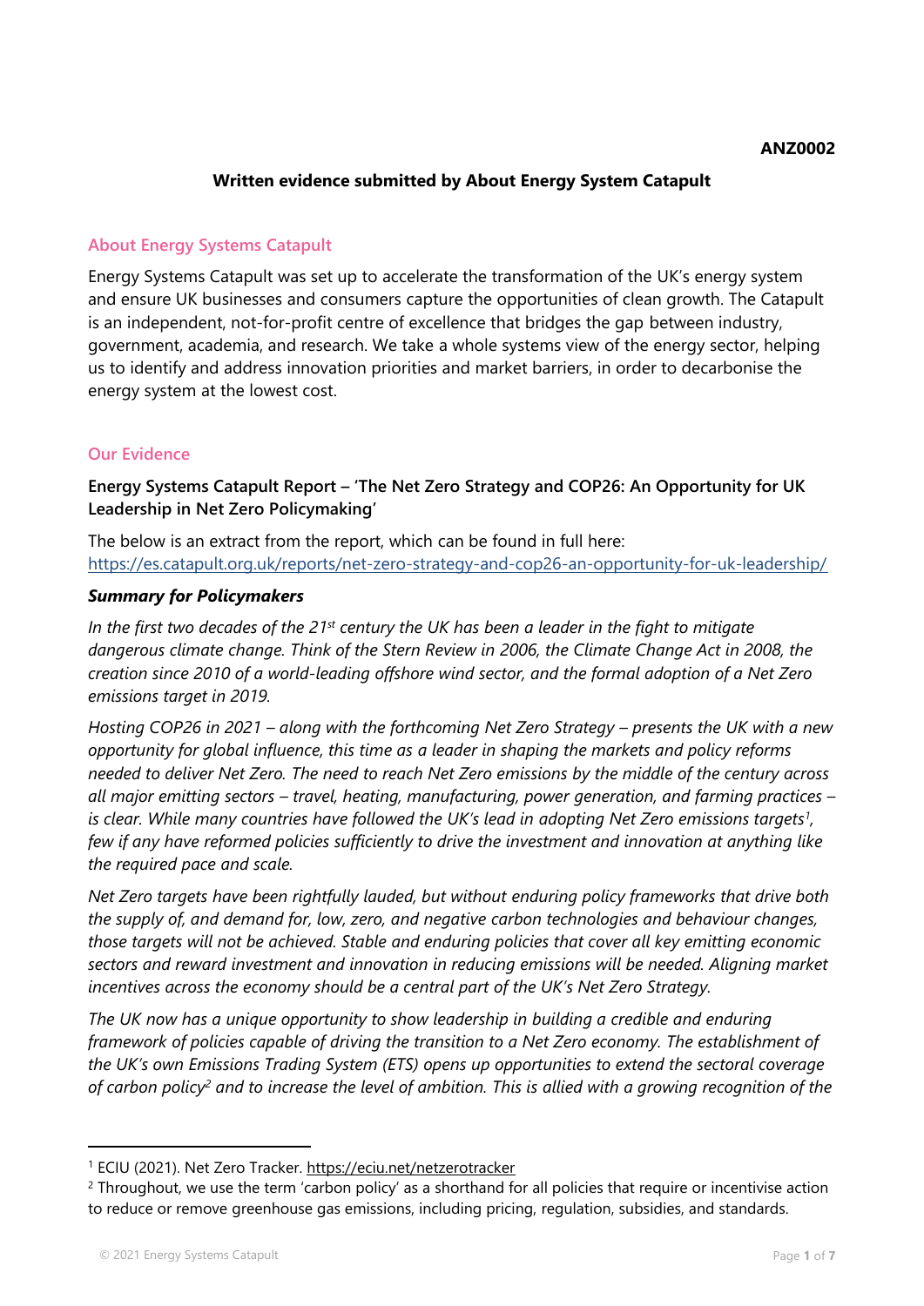**ANZ0002**

**Written evidence submitted by About Energy System Catapult**

## About Energy Systems Catapult

Energy Systems Catapult was set up to accelerate the transformation of the UK's energy system and ensure UK businesses and consumers capture the opportunities of clean growth. The Catapult is an independent, not-for-profit centre of excellence that bridges the gap between industry, government, academia, and research. We take a whole systems view of the energy sector, helping us to identify and address innovation priorities and market barriers, in order to decarbonise the energy system at the lowest cost.

## Our Evidence

### Energy Systems Catapult Report – 'The Net Zero Strategy and COP26: An Opportunity for UK Leadership in Net Zero Policymaking'

The below is an extract from the report, which can be found in full here: https://es.catapult.org.uk/reports/net-zero-strategy-and-cop26-an-opportunity-for-uk-leadership/

***Summary for Policymakers***

*In the first two decades of the 21st century the UK has been a leader in the fight to mitigate dangerous climate change. Think of the Stern Review in 2006, the Climate Change Act in 2008, the creation since 2010 of a world-leading offshore wind sector, and the formal adoption of a Net Zero emissions target in 2019.*

*Hosting COP26 in 2021 – along with the forthcoming Net Zero Strategy – presents the UK with a new opportunity for global influence, this time as a leader in shaping the markets and policy reforms needed to deliver Net Zero. The need to reach Net Zero emissions by the middle of the century across all major emitting sectors – travel, heating, manufacturing, power generation, and farming practices – is clear. While many countries have followed the UK's lead in adopting Net Zero emissions targets[1], few if any have reformed policies sufficiently to drive the investment and innovation at anything like the required pace and scale.*

*Net Zero targets have been rightfully lauded, but without enduring policy frameworks that drive both the supply of, and demand for, low, zero, and negative carbon technologies and behaviour changes, those targets will not be achieved. Stable and enduring policies that cover all key emitting economic sectors and reward investment and innovation in reducing emissions will be needed. Aligning market incentives across the economy should be a central part of the UK's Net Zero Strategy.*

*The UK now has a unique opportunity to show leadership in building a credible and enduring framework of policies capable of driving the transition to a Net Zero economy. The establishment of the UK's own Emissions Trading System (ETS) opens up opportunities to extend the sectoral coverage of carbon policy[2] and to increase the level of ambition. This is allied with a growing recognition of the*

---

[1] ECIU (2021). Net Zero Tracker. https://eciu.net/netzerotracker

[2] Throughout, we use the term 'carbon policy' as a shorthand for all policies that require or incentivise action to reduce or remove greenhouse gas emissions, including pricing, regulation, subsidies, and standards.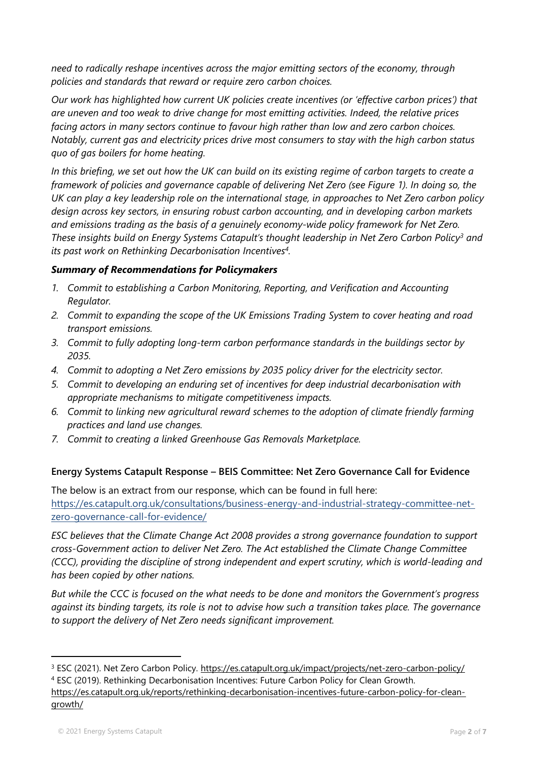*need to radically reshape incentives across the major emitting sectors of the economy, through policies and standards that reward or require zero carbon choices.*

*Our work has highlighted how current UK policies create incentives (or 'effective carbon prices') that are uneven and too weak to drive change for most emitting activities. Indeed, the relative prices facing actors in many sectors continue to favour high rather than low and zero carbon choices. Notably, current gas and electricity prices drive most consumers to stay with the high carbon status quo of gas boilers for home heating.*

*In this briefing, we set out how the UK can build on its existing regime of carbon targets to create a framework of policies and governance capable of delivering Net Zero (see Figure 1). In doing so, the UK can play a key leadership role on the international stage, in approaches to Net Zero carbon policy design across key sectors, in ensuring robust carbon accounting, and in developing carbon markets and emissions trading as the basis of a genuinely economy-wide policy framework for Net Zero. These insights build on Energy Systems Catapult's thought leadership in Net Zero Carbon Policy[3] and its past work on Rethinking Decarbonisation Incentives[4].*

***Summary of Recommendations for Policymakers***

1. *Commit to establishing a Carbon Monitoring, Reporting, and Verification and Accounting Regulator.*
2. *Commit to expanding the scope of the UK Emissions Trading System to cover heating and road transport emissions.*
3. *Commit to fully adopting long-term carbon performance standards in the buildings sector by 2035.*
4. *Commit to adopting a Net Zero emissions by 2035 policy driver for the electricity sector.*
5. *Commit to developing an enduring set of incentives for deep industrial decarbonisation with appropriate mechanisms to mitigate competitiveness impacts.*
6. *Commit to linking new agricultural reward schemes to the adoption of climate friendly farming practices and land use changes.*
7. *Commit to creating a linked Greenhouse Gas Removals Marketplace.*

**Energy Systems Catapult Response – BEIS Committee: Net Zero Governance Call for Evidence**

The below is an extract from our response, which can be found in full here: https://es.catapult.org.uk/consultations/business-energy-and-industrial-strategy-committee-net-zero-governance-call-for-evidence/

*ESC believes that the Climate Change Act 2008 provides a strong governance foundation to support cross-Government action to deliver Net Zero. The Act established the Climate Change Committee (CCC), providing the discipline of strong independent and expert scrutiny, which is world-leading and has been copied by other nations.*

*But while the CCC is focused on the what needs to be done and monitors the Government's progress against its binding targets, its role is not to advise how such a transition takes place. The governance to support the delivery of Net Zero needs significant improvement.*

---

[3] ESC (2021). Net Zero Carbon Policy. https://es.catapult.org.uk/impact/projects/net-zero-carbon-policy/

[4] ESC (2019). Rethinking Decarbonisation Incentives: Future Carbon Policy for Clean Growth. https://es.catapult.org.uk/reports/rethinking-decarbonisation-incentives-future-carbon-policy-for-clean-growth/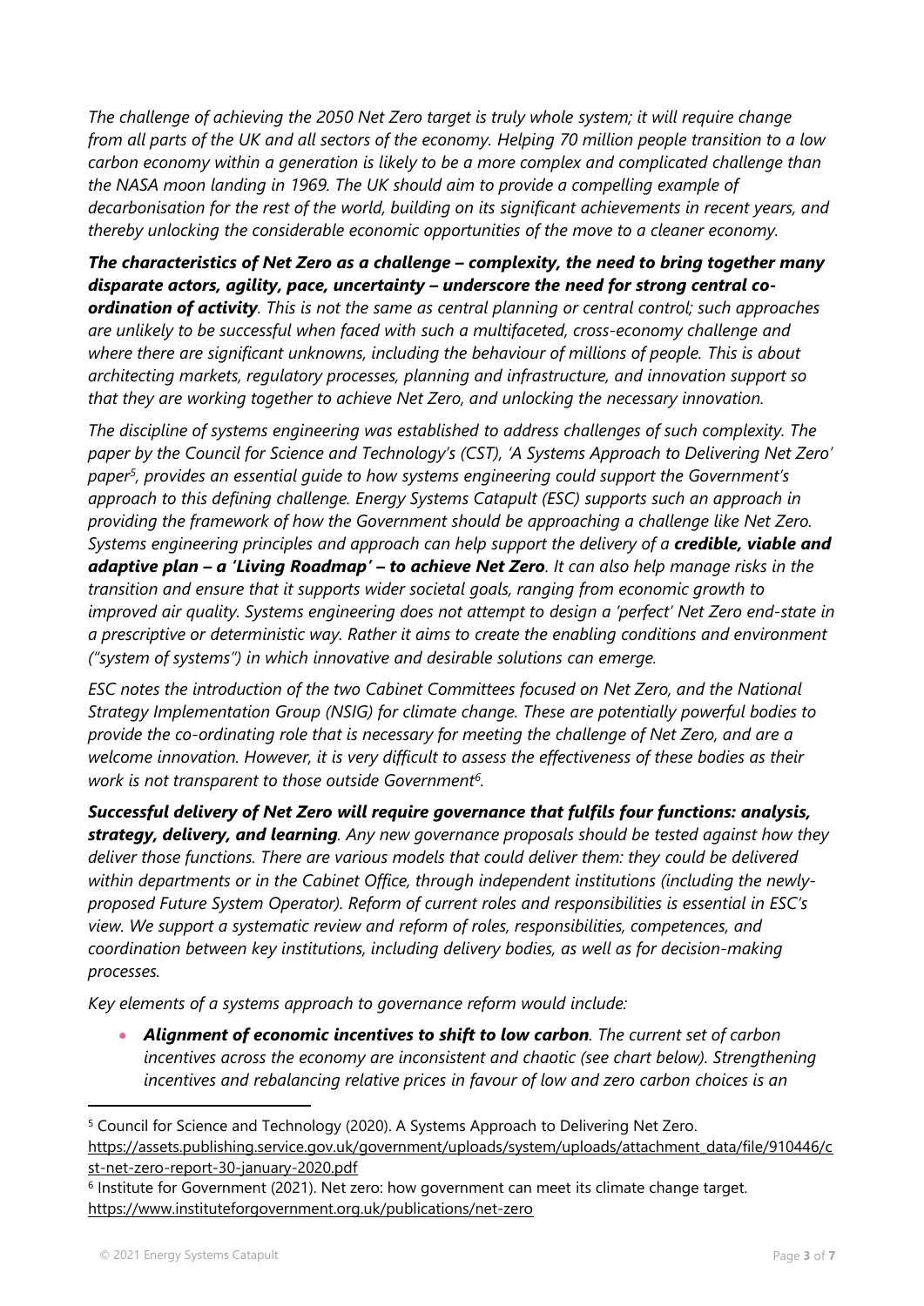*The challenge of achieving the 2050 Net Zero target is truly whole system; it will require change from all parts of the UK and all sectors of the economy. Helping 70 million people transition to a low carbon economy within a generation is likely to be a more complex and complicated challenge than the NASA moon landing in 1969. The UK should aim to provide a compelling example of decarbonisation for the rest of the world, building on its significant achievements in recent years, and thereby unlocking the considerable economic opportunities of the move to a cleaner economy.*

***The characteristics of Net Zero as a challenge – complexity, the need to bring together many disparate actors, agility, pace, uncertainty – underscore the need for strong central co-ordination of activity****. This is not the same as central planning or central control; such approaches are unlikely to be successful when faced with such a multifaceted, cross-economy challenge and where there are significant unknowns, including the behaviour of millions of people. This is about architecting markets, regulatory processes, planning and infrastructure, and innovation support so that they are working together to achieve Net Zero, and unlocking the necessary innovation.*

*The discipline of systems engineering was established to address challenges of such complexity. The paper by the Council for Science and Technology's (CST), 'A Systems Approach to Delivering Net Zero' paper[5], provides an essential guide to how systems engineering could support the Government's approach to this defining challenge. Energy Systems Catapult (ESC) supports such an approach in providing the framework of how the Government should be approaching a challenge like Net Zero. Systems engineering principles and approach can help support the delivery of a* ***credible, viable and adaptive plan – a 'Living Roadmap' – to achieve Net Zero****. It can also help manage risks in the transition and ensure that it supports wider societal goals, ranging from economic growth to improved air quality. Systems engineering does not attempt to design a 'perfect' Net Zero end-state in a prescriptive or deterministic way. Rather it aims to create the enabling conditions and environment ("system of systems") in which innovative and desirable solutions can emerge.*

*ESC notes the introduction of the two Cabinet Committees focused on Net Zero, and the National Strategy Implementation Group (NSIG) for climate change. These are potentially powerful bodies to provide the co-ordinating role that is necessary for meeting the challenge of Net Zero, and are a welcome innovation. However, it is very difficult to assess the effectiveness of these bodies as their work is not transparent to those outside Government[6].*

***Successful delivery of Net Zero will require governance that fulfils four functions: analysis, strategy, delivery, and learning****. Any new governance proposals should be tested against how they deliver those functions. There are various models that could deliver them: they could be delivered within departments or in the Cabinet Office, through independent institutions (including the newly-proposed Future System Operator). Reform of current roles and responsibilities is essential in ESC's view. We support a systematic review and reform of roles, responsibilities, competences, and coordination between key institutions, including delivery bodies, as well as for decision-making processes.*

*Key elements of a systems approach to governance reform would include:*

- ***Alignment of economic incentives to shift to low carbon****. The current set of carbon incentives across the economy are inconsistent and chaotic (see chart below). Strengthening incentives and rebalancing relative prices in favour of low and zero carbon choices is an*

---

[5] Council for Science and Technology (2020). A Systems Approach to Delivering Net Zero. https://assets.publishing.service.gov.uk/government/uploads/system/uploads/attachment_data/file/910446/cst-net-zero-report-30-january-2020.pdf

[6] Institute for Government (2021). Net zero: how government can meet its climate change target. https://www.instituteforgovernment.org.uk/publications/net-zero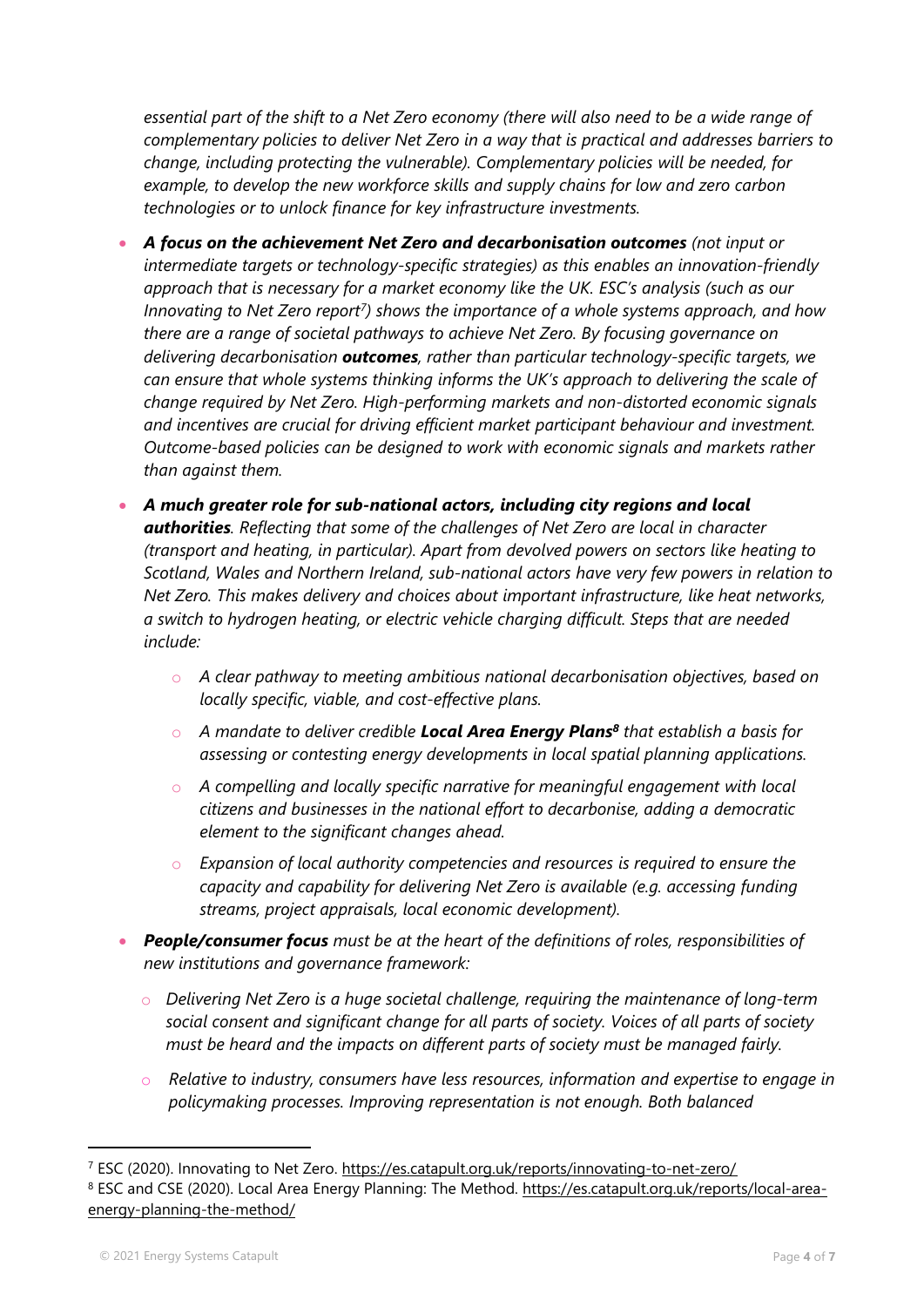*essential part of the shift to a Net Zero economy (there will also need to be a wide range of complementary policies to deliver Net Zero in a way that is practical and addresses barriers to change, including protecting the vulnerable). Complementary policies will be needed, for example, to develop the new workforce skills and supply chains for low and zero carbon technologies or to unlock finance for key infrastructure investments.*

- ***A focus on the achievement Net Zero and decarbonisation outcomes*** *(not input or intermediate targets or technology-specific strategies) as this enables an innovation-friendly approach that is necessary for a market economy like the UK. ESC's analysis (such as our Innovating to Net Zero report[7]) shows the importance of a whole systems approach, and how there are a range of societal pathways to achieve Net Zero. By focusing governance on delivering decarbonisation* ***outcomes****, rather than particular technology-specific targets, we can ensure that whole systems thinking informs the UK's approach to delivering the scale of change required by Net Zero. High-performing markets and non-distorted economic signals and incentives are crucial for driving efficient market participant behaviour and investment. Outcome-based policies can be designed to work with economic signals and markets rather than against them.*
- ***A much greater role for sub-national actors, including city regions and local authorities****. Reflecting that some of the challenges of Net Zero are local in character (transport and heating, in particular). Apart from devolved powers on sectors like heating to Scotland, Wales and Northern Ireland, sub-national actors have very few powers in relation to Net Zero. This makes delivery and choices about important infrastructure, like heat networks, a switch to hydrogen heating, or electric vehicle charging difficult. Steps that are needed include:*
  - *A clear pathway to meeting ambitious national decarbonisation objectives, based on locally specific, viable, and cost-effective plans.*
  - *A mandate to deliver credible* ***Local Area Energy Plans[8]*** *that establish a basis for assessing or contesting energy developments in local spatial planning applications.*
  - *A compelling and locally specific narrative for meaningful engagement with local citizens and businesses in the national effort to decarbonise, adding a democratic element to the significant changes ahead.*
  - *Expansion of local authority competencies and resources is required to ensure the capacity and capability for delivering Net Zero is available (e.g. accessing funding streams, project appraisals, local economic development).*
- ***People/consumer focus*** *must be at the heart of the definitions of roles, responsibilities of new institutions and governance framework:*
  - *Delivering Net Zero is a huge societal challenge, requiring the maintenance of long-term social consent and significant change for all parts of society. Voices of all parts of society must be heard and the impacts on different parts of society must be managed fairly.*
  - *Relative to industry, consumers have less resources, information and expertise to engage in policymaking processes. Improving representation is not enough. Both balanced*

---

[7] ESC (2020). Innovating to Net Zero. https://es.catapult.org.uk/reports/innovating-to-net-zero/

[8] ESC and CSE (2020). Local Area Energy Planning: The Method. https://es.catapult.org.uk/reports/local-area-energy-planning-the-method/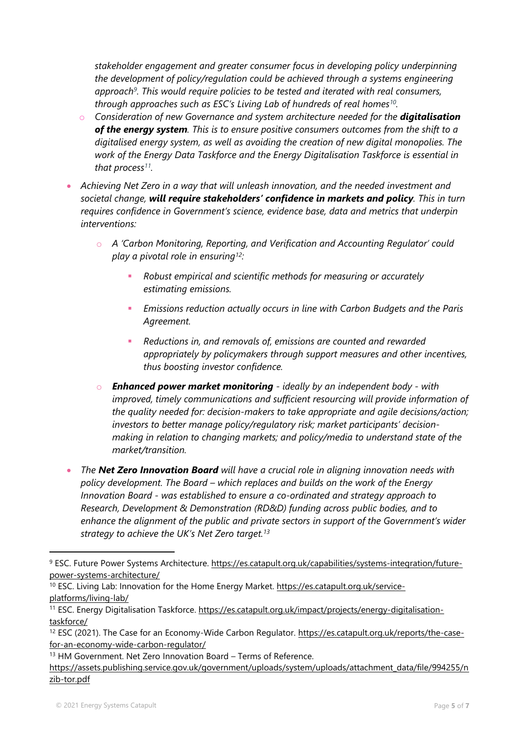*stakeholder engagement and greater consumer focus in developing policy underpinning the development of policy/regulation could be achieved through a systems engineering approach[9]. This would require policies to be tested and iterated with real consumers, through approaches such as ESC's Living Lab of hundreds of real homes[10].*

    - *Consideration of new Governance and system architecture needed for the **digitalisation of the energy system**. This is to ensure positive consumers outcomes from the shift to a digitalised energy system, as well as avoiding the creation of new digital monopolies. The work of the Energy Data Taskforce and the Energy Digitalisation Taskforce is essential in that process[11].*

- *Achieving Net Zero in a way that will unleash innovation, and the needed investment and societal change, **will require stakeholders' confidence in markets and policy**. This in turn requires confidence in Government's science, evidence base, data and metrics that underpin interventions:*
    - *A 'Carbon Monitoring, Reporting, and Verification and Accounting Regulator' could play a pivotal role in ensuring[12]:*
        - *Robust empirical and scientific methods for measuring or accurately estimating emissions.*
        - *Emissions reduction actually occurs in line with Carbon Budgets and the Paris Agreement.*
        - *Reductions in, and removals of, emissions are counted and rewarded appropriately by policymakers through support measures and other incentives, thus boosting investor confidence.*
    - ***Enhanced power market monitoring** - ideally by an independent body - with improved, timely communications and sufficient resourcing will provide information of the quality needed for: decision-makers to take appropriate and agile decisions/action; investors to better manage policy/regulatory risk; market participants' decision-making in relation to changing markets; and policy/media to understand state of the market/transition.*

- *The **Net Zero Innovation Board** will have a crucial role in aligning innovation needs with policy development. The Board – which replaces and builds on the work of the Energy Innovation Board - was established to ensure a co-ordinated and strategy approach to Research, Development & Demonstration (RD&D) funding across public bodies, and to enhance the alignment of the public and private sectors in support of the Government's wider strategy to achieve the UK's Net Zero target.[13]*

---

[9] ESC. Future Power Systems Architecture. https://es.catapult.org.uk/capabilities/systems-integration/future-power-systems-architecture/

[10] ESC. Living Lab: Innovation for the Home Energy Market. https://es.catapult.org.uk/service-platforms/living-lab/

[11] ESC. Energy Digitalisation Taskforce. https://es.catapult.org.uk/impact/projects/energy-digitalisation-taskforce/

[12] ESC (2021). The Case for an Economy-Wide Carbon Regulator. https://es.catapult.org.uk/reports/the-case-for-an-economy-wide-carbon-regulator/

[13] HM Government. Net Zero Innovation Board – Terms of Reference. https://assets.publishing.service.gov.uk/government/uploads/system/uploads/attachment_data/file/994255/nzib-tor.pdf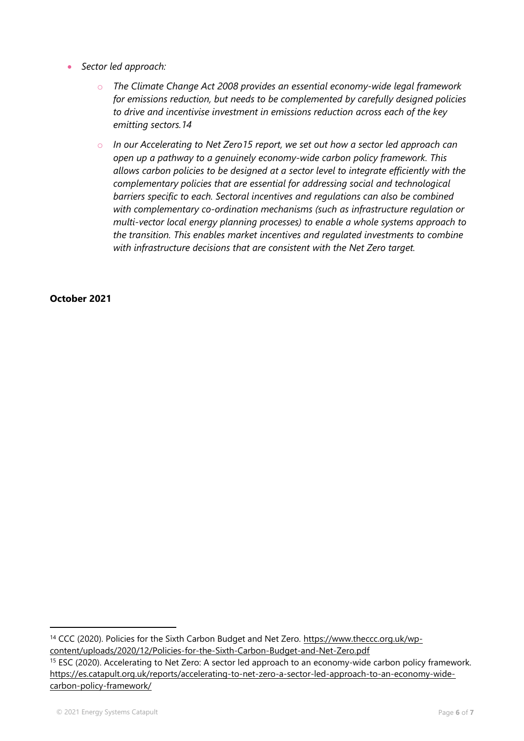- *Sector led approach:*
    - *The Climate Change Act 2008 provides an essential economy-wide legal framework for emissions reduction, but needs to be complemented by carefully designed policies to drive and incentivise investment in emissions reduction across each of the key emitting sectors.*[14]
    - *In our Accelerating to Net Zero*[15] *report, we set out how a sector led approach can open up a pathway to a genuinely economy-wide carbon policy framework. This allows carbon policies to be designed at a sector level to integrate efficiently with the complementary policies that are essential for addressing social and technological barriers specific to each. Sectoral incentives and regulations can also be combined with complementary co-ordination mechanisms (such as infrastructure regulation or multi-vector local energy planning processes) to enable a whole systems approach to the transition. This enables market incentives and regulated investments to combine with infrastructure decisions that are consistent with the Net Zero target.*

**October 2021**

---

[14] CCC (2020). Policies for the Sixth Carbon Budget and Net Zero. https://www.theccc.org.uk/wp-content/uploads/2020/12/Policies-for-the-Sixth-Carbon-Budget-and-Net-Zero.pdf

[15] ESC (2020). Accelerating to Net Zero: A sector led approach to an economy-wide carbon policy framework. https://es.catapult.org.uk/reports/accelerating-to-net-zero-a-sector-led-approach-to-an-economy-wide-carbon-policy-framework/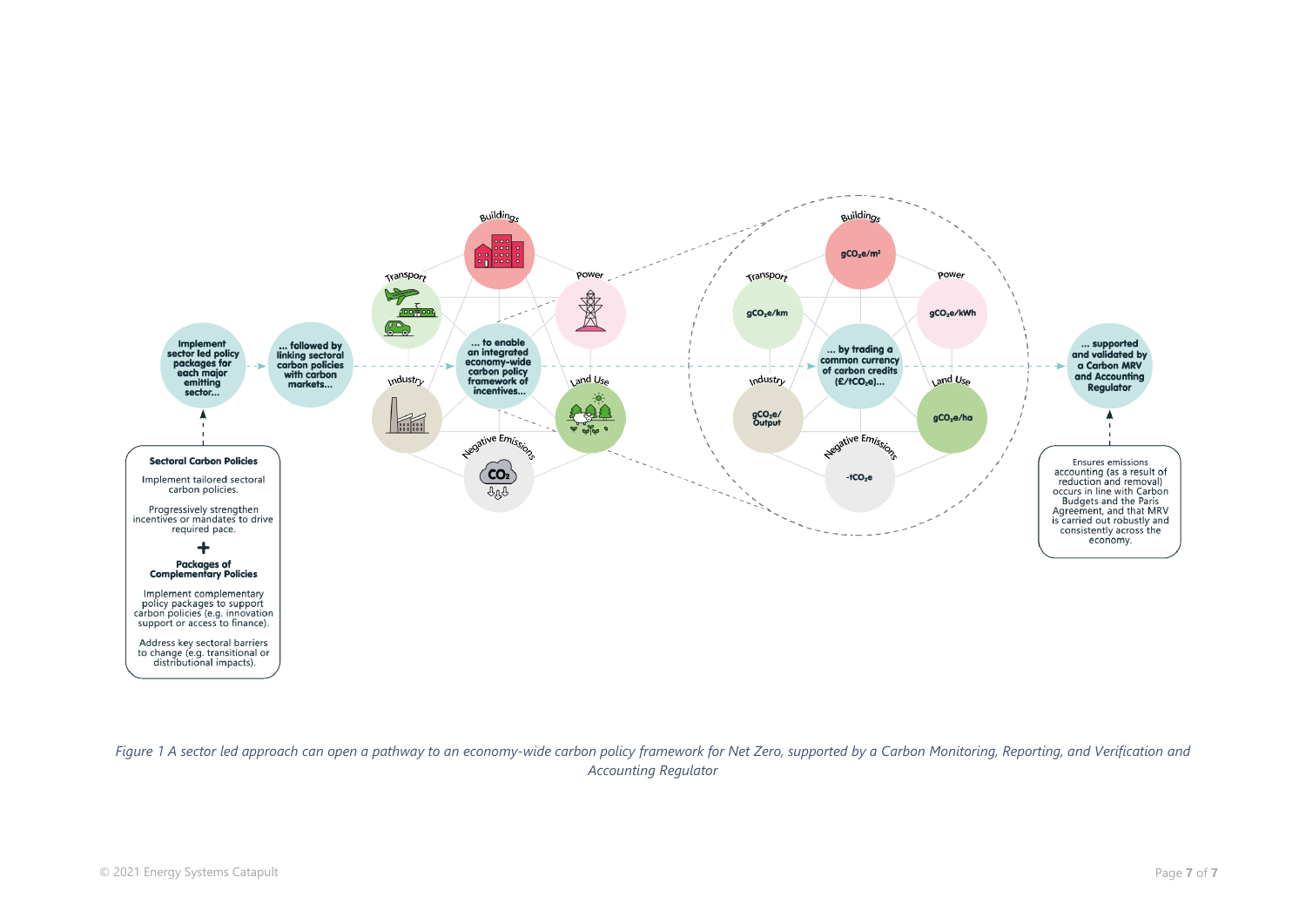Implement sector led policy packages for each major emitting sector...

... followed by linking sectoral carbon policies with carbon markets...

... to enable an integrated economy-wide carbon policy framework of incentives...

... by trading a common currency of carbon credits (£/t$CO_2$e)...

... supported and validated by a Carbon MRV and Accounting Regulator

Buildings

Transport

Power

Industry

Land Use

Negative Emissions

$CO_2$

Buildings g$CO_2$e/m²

Transport g$CO_2$e/km

Power g$CO_2$e/kWh

Industry g$CO_2$e/ Output

Land Use g$CO_2$e/ha

Negative Emissions -t$CO_2$e

**Sectoral Carbon Policies**

Implement tailored sectoral carbon policies.

Progressively strengthen incentives or mandates to drive required pace.

+

**Packages of Complementary Policies**

Implement complementary policy packages to support carbon policies (e.g. innovation support or access to finance).

Address key sectoral barriers to change (e.g. transitional or distributional impacts).

Ensures emissions accounting (as a result of reduction and removal) occurs in line with Carbon Budgets and the Paris Agreement, and that MRV is carried out robustly and consistently across the economy.

*Figure 1 A sector led approach can open a pathway to an economy-wide carbon policy framework for Net Zero, supported by a Carbon Monitoring, Reporting, and Verification and Accounting Regulator*

© 2021 Energy Systems Catapult